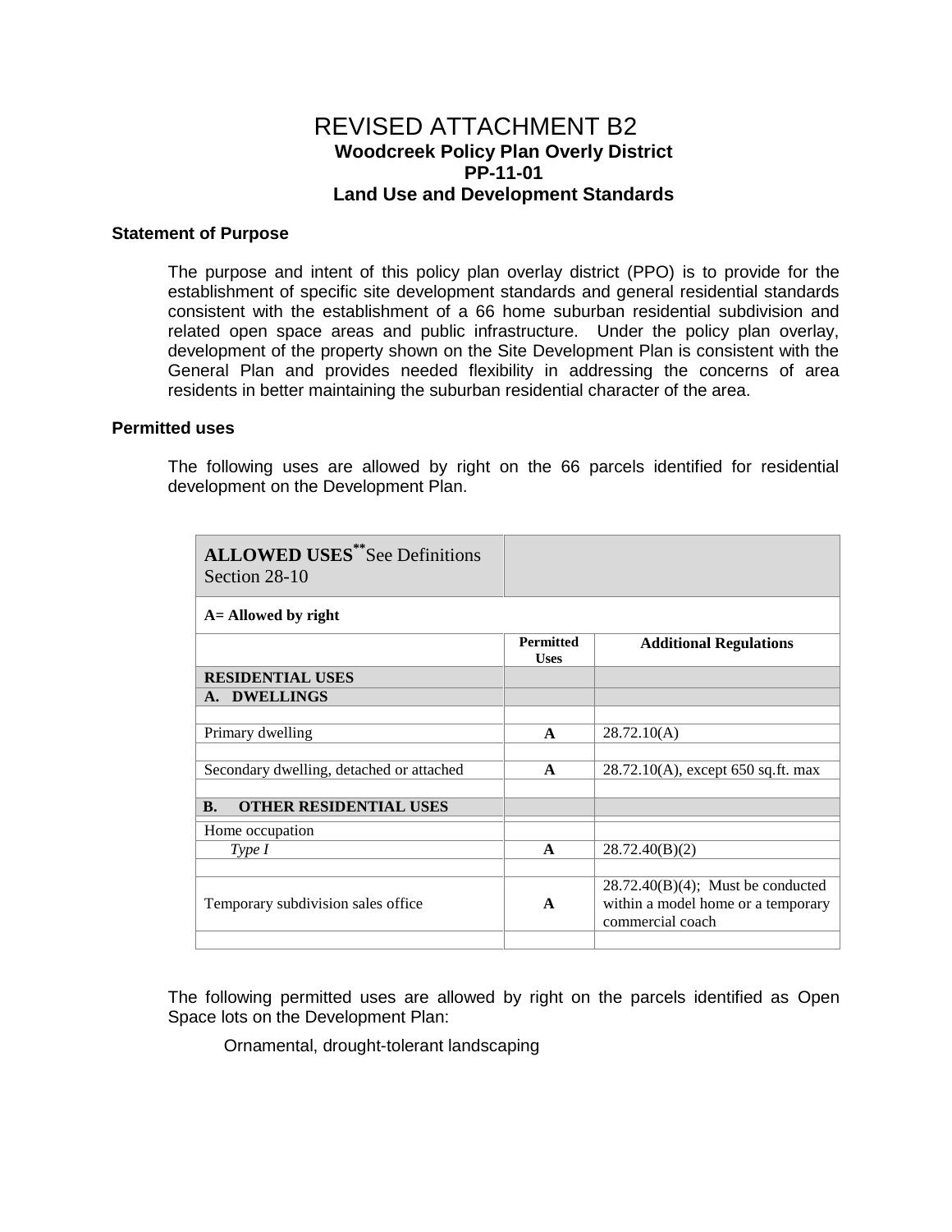# REVISED ATTACHMENT B2

## Woodcreek Policy Plan Overly District
## PP-11-01
## Land Use and Development Standards

### Statement of Purpose

The purpose and intent of this policy plan overlay district (PPO) is to provide for the establishment of specific site development standards and general residential standards consistent with the establishment of a 66 home suburban residential subdivision and related open space areas and public infrastructure. Under the policy plan overlay, development of the property shown on the Site Development Plan is consistent with the General Plan and provides needed flexibility in addressing the concerns of area residents in better maintaining the suburban residential character of the area.

### Permitted uses

The following uses are allowed by right on the 66 parcels identified for residential development on the Development Plan.

| **ALLOWED USES**** See Definitions Section 28-10 | | |
|---|---|---|
| **A= Allowed by right** | | |
| | **Permitted Uses** | **Additional Regulations** |
| **RESIDENTIAL USES** | | |
| **A. DWELLINGS** | | |
| | | |
| Primary dwelling | **A** | 28.72.10(A) |
| | | |
| Secondary dwelling, detached or attached | **A** | 28.72.10(A), except 650 sq.ft. max |
| | | |
| **B. OTHER RESIDENTIAL USES** | | |
| Home occupation | | |
| *Type I* | **A** | 28.72.40(B)(2) |
| | | |
| Temporary subdivision sales office | **A** | 28.72.40(B)(4); Must be conducted within a model home or a temporary commercial coach |
| | | |

The following permitted uses are allowed by right on the parcels identified as Open Space lots on the Development Plan:

Ornamental, drought-tolerant landscaping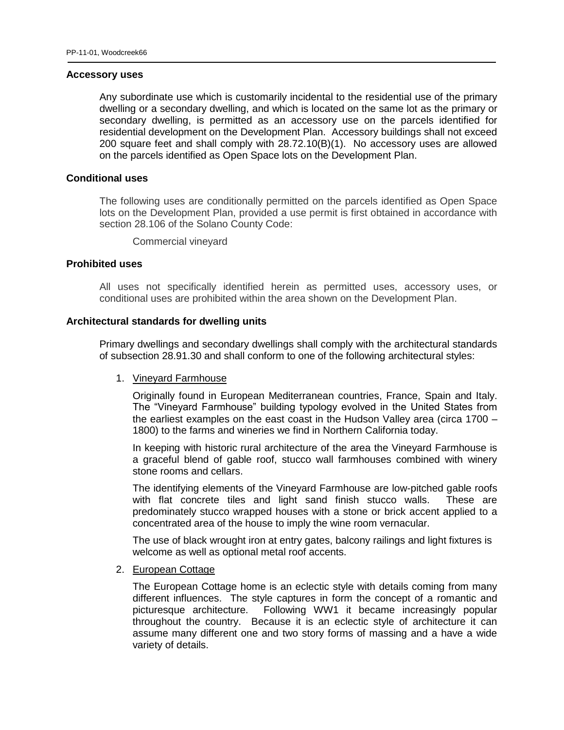**Accessory uses**

Any subordinate use which is customarily incidental to the residential use of the primary dwelling or a secondary dwelling, and which is located on the same lot as the primary or secondary dwelling, is permitted as an accessory use on the parcels identified for residential development on the Development Plan. Accessory buildings shall not exceed 200 square feet and shall comply with 28.72.10(B)(1). No accessory uses are allowed on the parcels identified as Open Space lots on the Development Plan.

**Conditional uses**

The following uses are conditionally permitted on the parcels identified as Open Space lots on the Development Plan, provided a use permit is first obtained in accordance with section 28.106 of the Solano County Code:

Commercial vineyard

**Prohibited uses**

All uses not specifically identified herein as permitted uses, accessory uses, or conditional uses are prohibited within the area shown on the Development Plan.

**Architectural standards for dwelling units**

Primary dwellings and secondary dwellings shall comply with the architectural standards of subsection 28.91.30 and shall conform to one of the following architectural styles:

1. Vineyard Farmhouse

   Originally found in European Mediterranean countries, France, Spain and Italy. The "Vineyard Farmhouse" building typology evolved in the United States from the earliest examples on the east coast in the Hudson Valley area (circa 1700 – 1800) to the farms and wineries we find in Northern California today.

   In keeping with historic rural architecture of the area the Vineyard Farmhouse is a graceful blend of gable roof, stucco wall farmhouses combined with winery stone rooms and cellars.

   The identifying elements of the Vineyard Farmhouse are low-pitched gable roofs with flat concrete tiles and light sand finish stucco walls. These are predominately stucco wrapped houses with a stone or brick accent applied to a concentrated area of the house to imply the wine room vernacular.

   The use of black wrought iron at entry gates, balcony railings and light fixtures is welcome as well as optional metal roof accents.

2. European Cottage

   The European Cottage home is an eclectic style with details coming from many different influences. The style captures in form the concept of a romantic and picturesque architecture. Following WW1 it became increasingly popular throughout the country. Because it is an eclectic style of architecture it can assume many different one and two story forms of massing and a have a wide variety of details.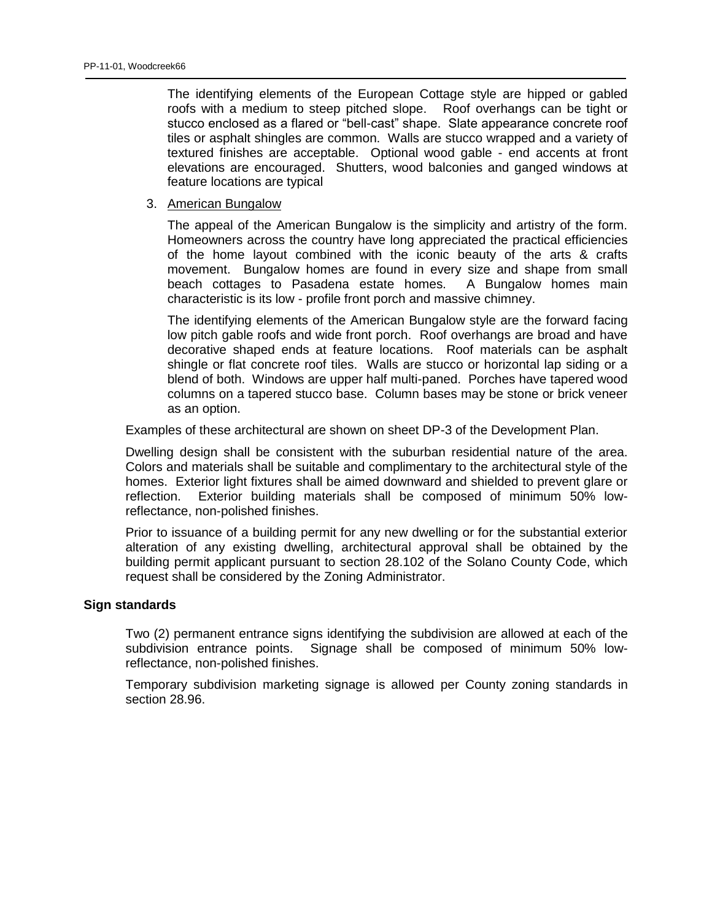The identifying elements of the European Cottage style are hipped or gabled roofs with a medium to steep pitched slope. Roof overhangs can be tight or stucco enclosed as a flared or "bell-cast" shape. Slate appearance concrete roof tiles or asphalt shingles are common. Walls are stucco wrapped and a variety of textured finishes are acceptable. Optional wood gable - end accents at front elevations are encouraged. Shutters, wood balconies and ganged windows at feature locations are typical

3. American Bungalow

   The appeal of the American Bungalow is the simplicity and artistry of the form. Homeowners across the country have long appreciated the practical efficiencies of the home layout combined with the iconic beauty of the arts & crafts movement. Bungalow homes are found in every size and shape from small beach cottages to Pasadena estate homes. A Bungalow homes main characteristic is its low - profile front porch and massive chimney.

   The identifying elements of the American Bungalow style are the forward facing low pitch gable roofs and wide front porch. Roof overhangs are broad and have decorative shaped ends at feature locations. Roof materials can be asphalt shingle or flat concrete roof tiles. Walls are stucco or horizontal lap siding or a blend of both. Windows are upper half multi-paned. Porches have tapered wood columns on a tapered stucco base. Column bases may be stone or brick veneer as an option.

Examples of these architectural are shown on sheet DP-3 of the Development Plan.

Dwelling design shall be consistent with the suburban residential nature of the area. Colors and materials shall be suitable and complimentary to the architectural style of the homes. Exterior light fixtures shall be aimed downward and shielded to prevent glare or reflection. Exterior building materials shall be composed of minimum 50% low-reflectance, non-polished finishes.

Prior to issuance of a building permit for any new dwelling or for the substantial exterior alteration of any existing dwelling, architectural approval shall be obtained by the building permit applicant pursuant to section 28.102 of the Solano County Code, which request shall be considered by the Zoning Administrator.

**Sign standards**

Two (2) permanent entrance signs identifying the subdivision are allowed at each of the subdivision entrance points. Signage shall be composed of minimum 50% low-reflectance, non-polished finishes.

Temporary subdivision marketing signage is allowed per County zoning standards in section 28.96.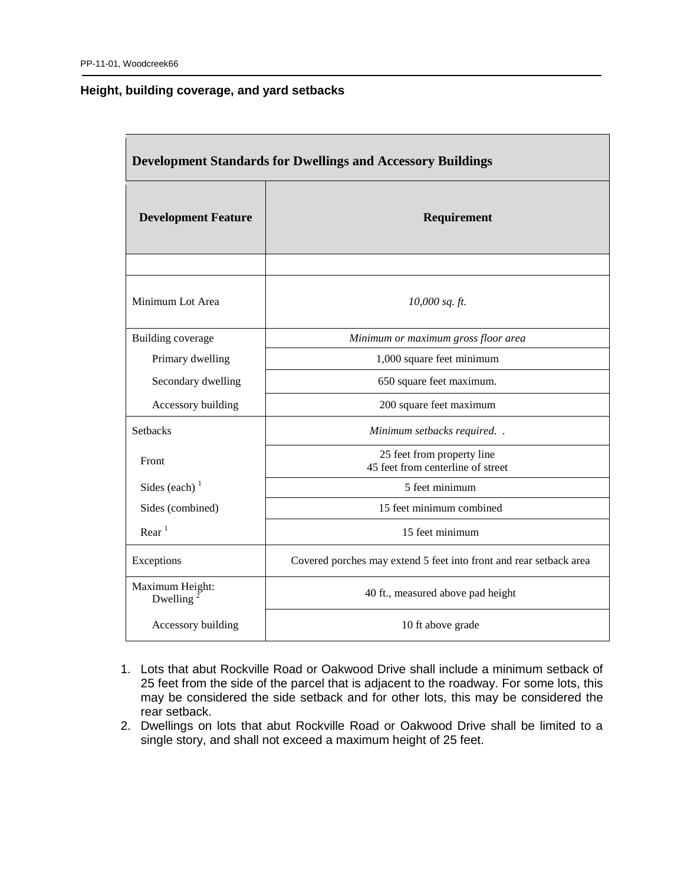## Height, building coverage, and yard setbacks

| Development Standards for Dwellings and Accessory Buildings | |
|---|---|
| **Development Feature** | **Requirement** |
| | |
| Minimum Lot Area | *10,000 sq. ft.* |
| Building coverage | *Minimum or maximum gross floor area* |
| Primary dwelling | 1,000 square feet minimum |
| Secondary dwelling | 650 square feet maximum. |
| Accessory building | 200 square feet maximum |
| Setbacks | *Minimum setbacks required. .* |
| Front | 25 feet from property line<br>45 feet from centerline of street |
| Sides (each) [1] | 5 feet minimum |
| Sides (combined) | 15 feet minimum combined |
| Rear [1] | 15 feet minimum |
| Exceptions | Covered porches may extend 5 feet into front and rear setback area |
| Maximum Height:<br>Dwelling [2] | 40 ft., measured above pad height |
| Accessory building | 10 ft above grade |

1. Lots that abut Rockville Road or Oakwood Drive shall include a minimum setback of 25 feet from the side of the parcel that is adjacent to the roadway. For some lots, this may be considered the side setback and for other lots, this may be considered the rear setback.
2. Dwellings on lots that abut Rockville Road or Oakwood Drive shall be limited to a single story, and shall not exceed a maximum height of 25 feet.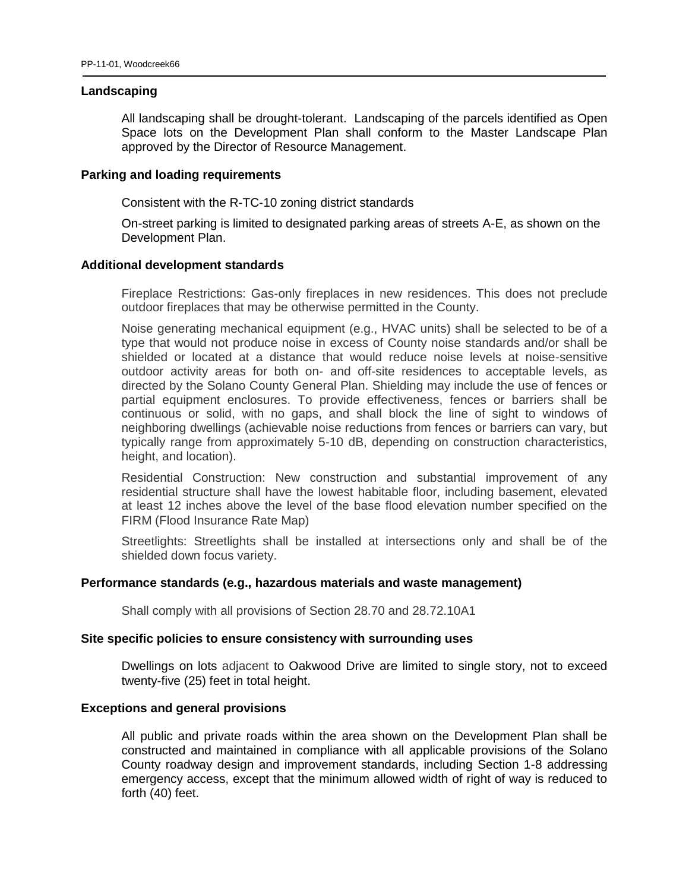**Landscaping**

All landscaping shall be drought-tolerant. Landscaping of the parcels identified as Open Space lots on the Development Plan shall conform to the Master Landscape Plan approved by the Director of Resource Management.

**Parking and loading requirements**

Consistent with the R-TC-10 zoning district standards

On-street parking is limited to designated parking areas of streets A-E, as shown on the Development Plan.

**Additional development standards**

Fireplace Restrictions: Gas-only fireplaces in new residences. This does not preclude outdoor fireplaces that may be otherwise permitted in the County.

Noise generating mechanical equipment (e.g., HVAC units) shall be selected to be of a type that would not produce noise in excess of County noise standards and/or shall be shielded or located at a distance that would reduce noise levels at noise-sensitive outdoor activity areas for both on- and off-site residences to acceptable levels, as directed by the Solano County General Plan. Shielding may include the use of fences or partial equipment enclosures. To provide effectiveness, fences or barriers shall be continuous or solid, with no gaps, and shall block the line of sight to windows of neighboring dwellings (achievable noise reductions from fences or barriers can vary, but typically range from approximately 5-10 dB, depending on construction characteristics, height, and location).

Residential Construction: New construction and substantial improvement of any residential structure shall have the lowest habitable floor, including basement, elevated at least 12 inches above the level of the base flood elevation number specified on the FIRM (Flood Insurance Rate Map)

Streetlights: Streetlights shall be installed at intersections only and shall be of the shielded down focus variety.

**Performance standards (e.g., hazardous materials and waste management)**

Shall comply with all provisions of Section 28.70 and 28.72.10A1

**Site specific policies to ensure consistency with surrounding uses**

Dwellings on lots adjacent to Oakwood Drive are limited to single story, not to exceed twenty-five (25) feet in total height.

**Exceptions and general provisions**

All public and private roads within the area shown on the Development Plan shall be constructed and maintained in compliance with all applicable provisions of the Solano County roadway design and improvement standards, including Section 1-8 addressing emergency access, except that the minimum allowed width of right of way is reduced to forth (40) feet.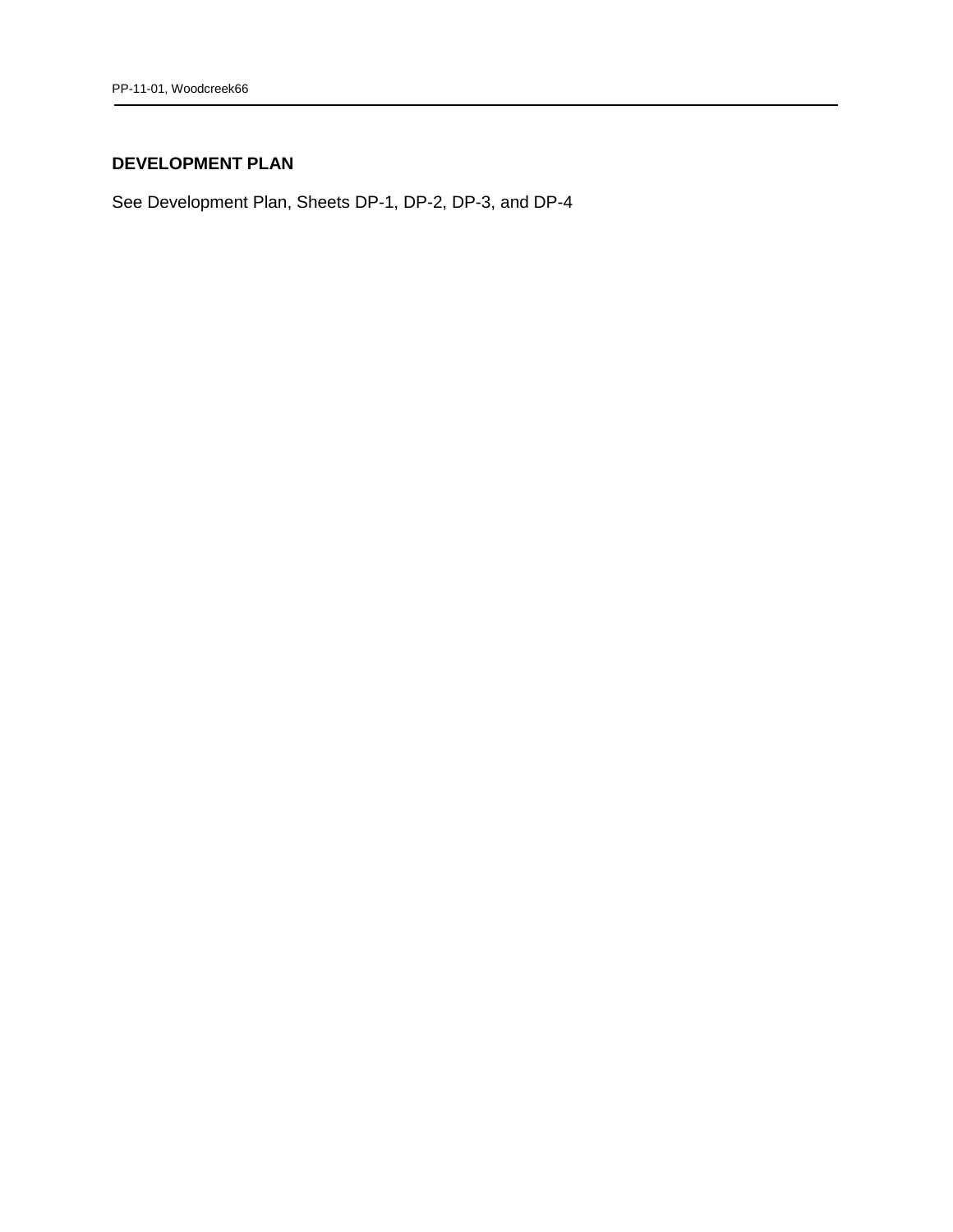## DEVELOPMENT PLAN

See Development Plan, Sheets DP-1, DP-2, DP-3, and DP-4